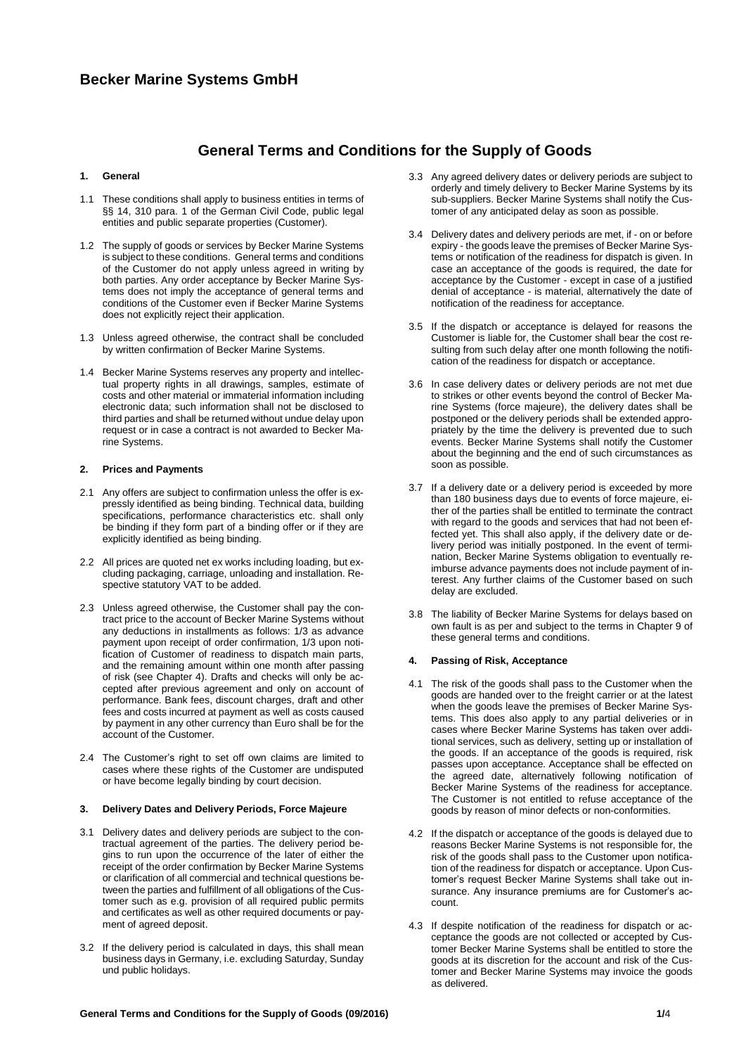# Becker Marine Systems GmbH

## General Terms and Conditions for the Supply of Goods

### 1. General

1.1 These conditions shall apply to business entities in terms of §§ 14, 310 para. 1 of the German Civil Code, public legal entities and public separate properties (Customer).

1.2 The supply of goods or services by Becker Marine Systems is subject to these conditions. General terms and conditions of the Customer do not apply unless agreed in writing by both parties. Any order acceptance by Becker Marine Systems does not imply the acceptance of general terms and conditions of the Customer even if Becker Marine Systems does not explicitly reject their application.

1.3 Unless agreed otherwise, the contract shall be concluded by written confirmation of Becker Marine Systems.

1.4 Becker Marine Systems reserves any property and intellectual property rights in all drawings, samples, estimate of costs and other material or immaterial information including electronic data; such information shall not be disclosed to third parties and shall be returned without undue delay upon request or in case a contract is not awarded to Becker Marine Systems.

### 2. Prices and Payments

2.1 Any offers are subject to confirmation unless the offer is expressly identified as being binding. Technical data, building specifications, performance characteristics etc. shall only be binding if they form part of a binding offer or if they are explicitly identified as being binding.

2.2 All prices are quoted net ex works including loading, but excluding packaging, carriage, unloading and installation. Respective statutory VAT to be added.

2.3 Unless agreed otherwise, the Customer shall pay the contract price to the account of Becker Marine Systems without any deductions in installments as follows: 1/3 as advance payment upon receipt of order confirmation, 1/3 upon notification of Customer of readiness to dispatch main parts, and the remaining amount within one month after passing of risk (see Chapter 4). Drafts and checks will only be accepted after previous agreement and only on account of performance. Bank fees, discount charges, draft and other fees and costs incurred at payment as well as costs caused by payment in any other currency than Euro shall be for the account of the Customer.

2.4 The Customer's right to set off own claims are limited to cases where these rights of the Customer are undisputed or have become legally binding by court decision.

### 3. Delivery Dates and Delivery Periods, Force Majeure

3.1 Delivery dates and delivery periods are subject to the contractual agreement of the parties. The delivery period begins to run upon the occurrence of the later of either the receipt of the order confirmation by Becker Marine Systems or clarification of all commercial and technical questions between the parties and fulfillment of all obligations of the Customer such as e.g. provision of all required public permits and certificates as well as other required documents or payment of agreed deposit.

3.2 If the delivery period is calculated in days, this shall mean business days in Germany, i.e. excluding Saturday, Sunday und public holidays.

3.3 Any agreed delivery dates or delivery periods are subject to orderly and timely delivery to Becker Marine Systems by its sub-suppliers. Becker Marine Systems shall notify the Customer of any anticipated delay as soon as possible.

3.4 Delivery dates and delivery periods are met, if - on or before expiry - the goods leave the premises of Becker Marine Systems or notification of the readiness for dispatch is given. In case an acceptance of the goods is required, the date for acceptance by the Customer - except in case of a justified denial of acceptance - is material, alternatively the date of notification of the readiness for acceptance.

3.5 If the dispatch or acceptance is delayed for reasons the Customer is liable for, the Customer shall bear the cost resulting from such delay after one month following the notification of the readiness for dispatch or acceptance.

3.6 In case delivery dates or delivery periods are not met due to strikes or other events beyond the control of Becker Marine Systems (force majeure), the delivery dates shall be postponed or the delivery periods shall be extended appropriately by the time the delivery is prevented due to such events. Becker Marine Systems shall notify the Customer about the beginning and the end of such circumstances as soon as possible.

3.7 If a delivery date or a delivery period is exceeded by more than 180 business days due to events of force majeure, either of the parties shall be entitled to terminate the contract with regard to the goods and services that had not been effected yet. This shall also apply, if the delivery date or delivery period was initially postponed. In the event of termination, Becker Marine Systems obligation to eventually reimburse advance payments does not include payment of interest. Any further claims of the Customer based on such delay are excluded.

3.8 The liability of Becker Marine Systems for delays based on own fault is as per and subject to the terms in Chapter 9 of these general terms and conditions.

### 4. Passing of Risk, Acceptance

4.1 The risk of the goods shall pass to the Customer when the goods are handed over to the freight carrier or at the latest when the goods leave the premises of Becker Marine Systems. This does also apply to any partial deliveries or in cases where Becker Marine Systems has taken over additional services, such as delivery, setting up or installation of the goods. If an acceptance of the goods is required, risk passes upon acceptance. Acceptance shall be effected on the agreed date, alternatively following notification of Becker Marine Systems of the readiness for acceptance. The Customer is not entitled to refuse acceptance of the goods by reason of minor defects or non-conformities.

4.2 If the dispatch or acceptance of the goods is delayed due to reasons Becker Marine Systems is not responsible for, the risk of the goods shall pass to the Customer upon notification of the readiness for dispatch or acceptance. Upon Customer's request Becker Marine Systems shall take out insurance. Any insurance premiums are for Customer's account.

4.3 If despite notification of the readiness for dispatch or acceptance the goods are not collected or accepted by Customer Becker Marine Systems shall be entitled to store the goods at its discretion for the account and risk of the Customer and Becker Marine Systems may invoice the goods as delivered.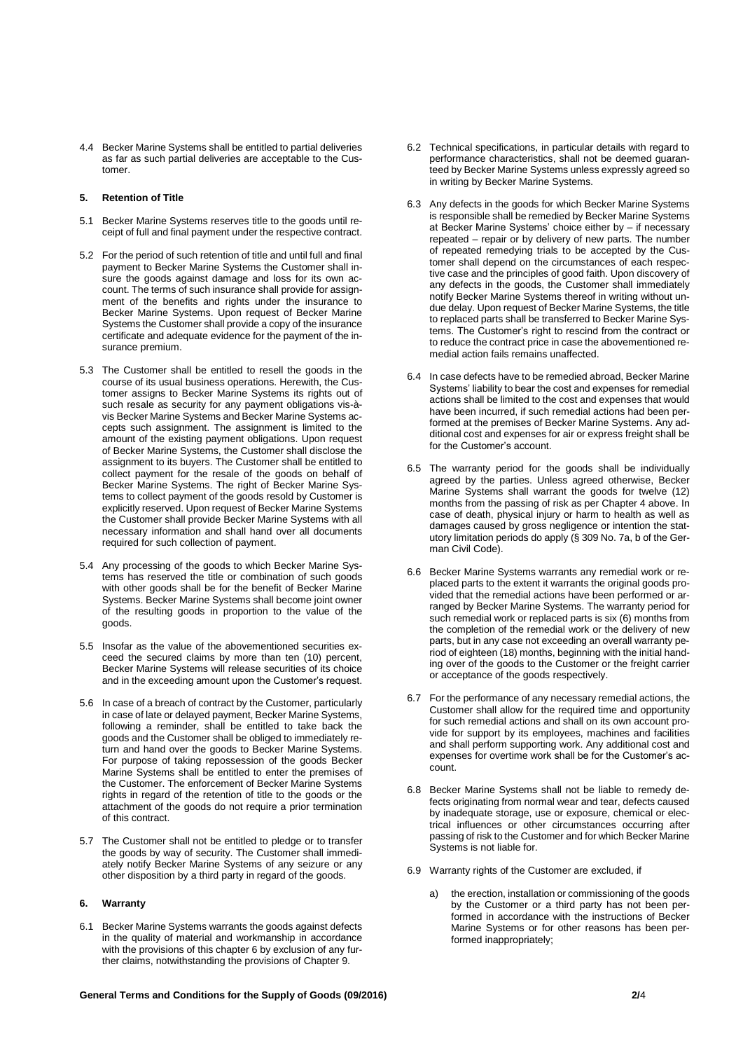4.4 Becker Marine Systems shall be entitled to partial deliveries as far as such partial deliveries are acceptable to the Customer.

## 5. Retention of Title

5.1 Becker Marine Systems reserves title to the goods until receipt of full and final payment under the respective contract.

5.2 For the period of such retention of title and until full and final payment to Becker Marine Systems the Customer shall insure the goods against damage and loss for its own account. The terms of such insurance shall provide for assignment of the benefits and rights under the insurance to Becker Marine Systems. Upon request of Becker Marine Systems the Customer shall provide a copy of the insurance certificate and adequate evidence for the payment of the insurance premium.

5.3 The Customer shall be entitled to resell the goods in the course of its usual business operations. Herewith, the Customer assigns to Becker Marine Systems its rights out of such resale as security for any payment obligations vis-à-vis Becker Marine Systems and Becker Marine Systems accepts such assignment. The assignment is limited to the amount of the existing payment obligations. Upon request of Becker Marine Systems, the Customer shall disclose the assignment to its buyers. The Customer shall be entitled to collect payment for the resale of the goods on behalf of Becker Marine Systems. The right of Becker Marine Systems to collect payment of the goods resold by Customer is explicitly reserved. Upon request of Becker Marine Systems the Customer shall provide Becker Marine Systems with all necessary information and shall hand over all documents required for such collection of payment.

5.4 Any processing of the goods to which Becker Marine Systems has reserved the title or combination of such goods with other goods shall be for the benefit of Becker Marine Systems. Becker Marine Systems shall become joint owner of the resulting goods in proportion to the value of the goods.

5.5 Insofar as the value of the abovementioned securities exceed the secured claims by more than ten (10) percent, Becker Marine Systems will release securities of its choice and in the exceeding amount upon the Customer's request.

5.6 In case of a breach of contract by the Customer, particularly in case of late or delayed payment, Becker Marine Systems, following a reminder, shall be entitled to take back the goods and the Customer shall be obliged to immediately return and hand over the goods to Becker Marine Systems. For purpose of taking repossession of the goods Becker Marine Systems shall be entitled to enter the premises of the Customer. The enforcement of Becker Marine Systems rights in regard of the retention of title to the goods or the attachment of the goods do not require a prior termination of this contract.

5.7 The Customer shall not be entitled to pledge or to transfer the goods by way of security. The Customer shall immediately notify Becker Marine Systems of any seizure or any other disposition by a third party in regard of the goods.

## 6. Warranty

6.1 Becker Marine Systems warrants the goods against defects in the quality of material and workmanship in accordance with the provisions of this chapter 6 by exclusion of any further claims, notwithstanding the provisions of Chapter 9.

6.2 Technical specifications, in particular details with regard to performance characteristics, shall not be deemed guaranteed by Becker Marine Systems unless expressly agreed so in writing by Becker Marine Systems.

6.3 Any defects in the goods for which Becker Marine Systems is responsible shall be remedied by Becker Marine Systems at Becker Marine Systems' choice either by – if necessary repeated – repair or by delivery of new parts. The number of repeated remedying trials to be accepted by the Customer shall depend on the circumstances of each respective case and the principles of good faith. Upon discovery of any defects in the goods, the Customer shall immediately notify Becker Marine Systems thereof in writing without undue delay. Upon request of Becker Marine Systems, the title to replaced parts shall be transferred to Becker Marine Systems. The Customer's right to rescind from the contract or to reduce the contract price in case the abovementioned remedial action fails remains unaffected.

6.4 In case defects have to be remedied abroad, Becker Marine Systems' liability to bear the cost and expenses for remedial actions shall be limited to the cost and expenses that would have been incurred, if such remedial actions had been performed at the premises of Becker Marine Systems. Any additional cost and expenses for air or express freight shall be for the Customer's account.

6.5 The warranty period for the goods shall be individually agreed by the parties. Unless agreed otherwise, Becker Marine Systems shall warrant the goods for twelve (12) months from the passing of risk as per Chapter 4 above. In case of death, physical injury or harm to health as well as damages caused by gross negligence or intention the statutory limitation periods do apply (§ 309 No. 7a, b of the German Civil Code).

6.6 Becker Marine Systems warrants any remedial work or replaced parts to the extent it warrants the original goods provided that the remedial actions have been performed or arranged by Becker Marine Systems. The warranty period for such remedial work or replaced parts is six (6) months from the completion of the remedial work or the delivery of new parts, but in any case not exceeding an overall warranty period of eighteen (18) months, beginning with the initial handing over of the goods to the Customer or the freight carrier or acceptance of the goods respectively.

6.7 For the performance of any necessary remedial actions, the Customer shall allow for the required time and opportunity for such remedial actions and shall on its own account provide for support by its employees, machines and facilities and shall perform supporting work. Any additional cost and expenses for overtime work shall be for the Customer's account.

6.8 Becker Marine Systems shall not be liable to remedy defects originating from normal wear and tear, defects caused by inadequate storage, use or exposure, chemical or electrical influences or other circumstances occurring after passing of risk to the Customer and for which Becker Marine Systems is not liable for.

6.9 Warranty rights of the Customer are excluded, if

a) the erection, installation or commissioning of the goods by the Customer or a third party has not been performed in accordance with the instructions of Becker Marine Systems or for other reasons has been performed inappropriately;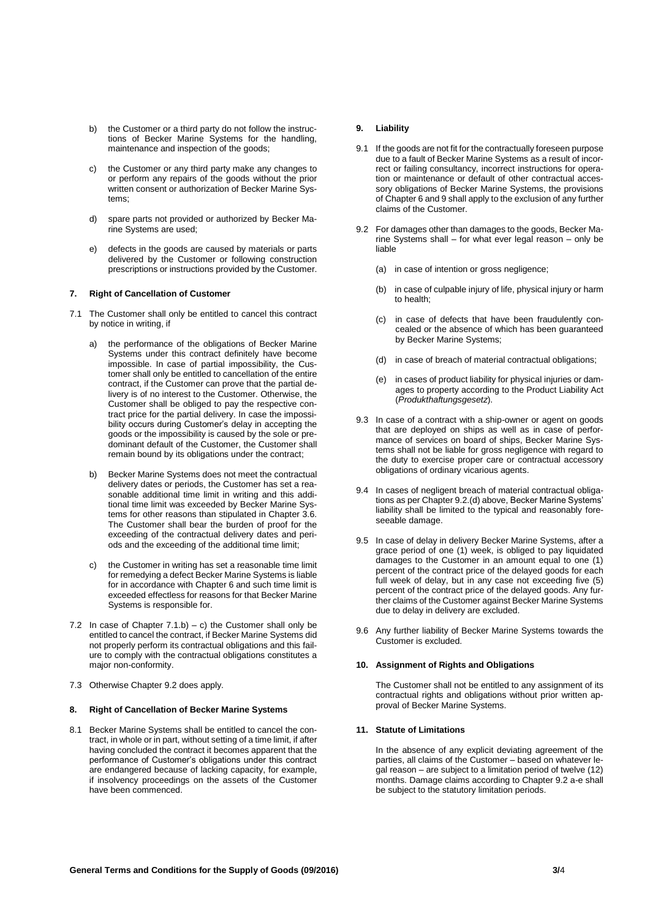b) the Customer or a third party do not follow the instructions of Becker Marine Systems for the handling, maintenance and inspection of the goods;

c) the Customer or any third party make any changes to or perform any repairs of the goods without the prior written consent or authorization of Becker Marine Systems;

d) spare parts not provided or authorized by Becker Marine Systems are used;

e) defects in the goods are caused by materials or parts delivered by the Customer or following construction prescriptions or instructions provided by the Customer.

## 7. Right of Cancellation of Customer

7.1 The Customer shall only be entitled to cancel this contract by notice in writing, if

a) the performance of the obligations of Becker Marine Systems under this contract definitely have become impossible. In case of partial impossibility, the Customer shall only be entitled to cancellation of the entire contract, if the Customer can prove that the partial delivery is of no interest to the Customer. Otherwise, the Customer shall be obliged to pay the respective contract price for the partial delivery. In case the impossibility occurs during Customer's delay in accepting the goods or the impossibility is caused by the sole or predominant default of the Customer, the Customer shall remain bound by its obligations under the contract;

b) Becker Marine Systems does not meet the contractual delivery dates or periods, the Customer has set a reasonable additional time limit in writing and this additional time limit was exceeded by Becker Marine Systems for other reasons than stipulated in Chapter 3.6. The Customer shall bear the burden of proof for the exceeding of the contractual delivery dates and periods and the exceeding of the additional time limit;

c) the Customer in writing has set a reasonable time limit for remedying a defect Becker Marine Systems is liable for in accordance with Chapter 6 and such time limit is exceeded effectless for reasons for that Becker Marine Systems is responsible for.

7.2 In case of Chapter 7.1.b) – c) the Customer shall only be entitled to cancel the contract, if Becker Marine Systems did not properly perform its contractual obligations and this failure to comply with the contractual obligations constitutes a major non-conformity.

7.3 Otherwise Chapter 9.2 does apply.

## 8. Right of Cancellation of Becker Marine Systems

8.1 Becker Marine Systems shall be entitled to cancel the contract, in whole or in part, without setting of a time limit, if after having concluded the contract it becomes apparent that the performance of Customer's obligations under this contract are endangered because of lacking capacity, for example, if insolvency proceedings on the assets of the Customer have been commenced.

## 9. Liability

9.1 If the goods are not fit for the contractually foreseen purpose due to a fault of Becker Marine Systems as a result of incorrect or failing consultancy, incorrect instructions for operation or maintenance or default of other contractual accessory obligations of Becker Marine Systems, the provisions of Chapter 6 and 9 shall apply to the exclusion of any further claims of the Customer.

9.2 For damages other than damages to the goods, Becker Marine Systems shall – for what ever legal reason – only be liable

(a) in case of intention or gross negligence;

(b) in case of culpable injury of life, physical injury or harm to health;

(c) in case of defects that have been fraudulently concealed or the absence of which has been guaranteed by Becker Marine Systems;

(d) in case of breach of material contractual obligations;

(e) in cases of product liability for physical injuries or damages to property according to the Product Liability Act (*Produkthaftungsgesetz*).

9.3 In case of a contract with a ship-owner or agent on goods that are deployed on ships as well as in case of performance of services on board of ships, Becker Marine Systems shall not be liable for gross negligence with regard to the duty to exercise proper care or contractual accessory obligations of ordinary vicarious agents.

9.4 In cases of negligent breach of material contractual obligations as per Chapter 9.2.(d) above, Becker Marine Systems' liability shall be limited to the typical and reasonably foreseeable damage.

9.5 In case of delay in delivery Becker Marine Systems, after a grace period of one (1) week, is obliged to pay liquidated damages to the Customer in an amount equal to one (1) percent of the contract price of the delayed goods for each full week of delay, but in any case not exceeding five (5) percent of the contract price of the delayed goods. Any further claims of the Customer against Becker Marine Systems due to delay in delivery are excluded.

9.6 Any further liability of Becker Marine Systems towards the Customer is excluded.

## 10. Assignment of Rights and Obligations

The Customer shall not be entitled to any assignment of its contractual rights and obligations without prior written approval of Becker Marine Systems.

## 11. Statute of Limitations

In the absence of any explicit deviating agreement of the parties, all claims of the Customer – based on whatever legal reason – are subject to a limitation period of twelve (12) months. Damage claims according to Chapter 9.2 a-e shall be subject to the statutory limitation periods.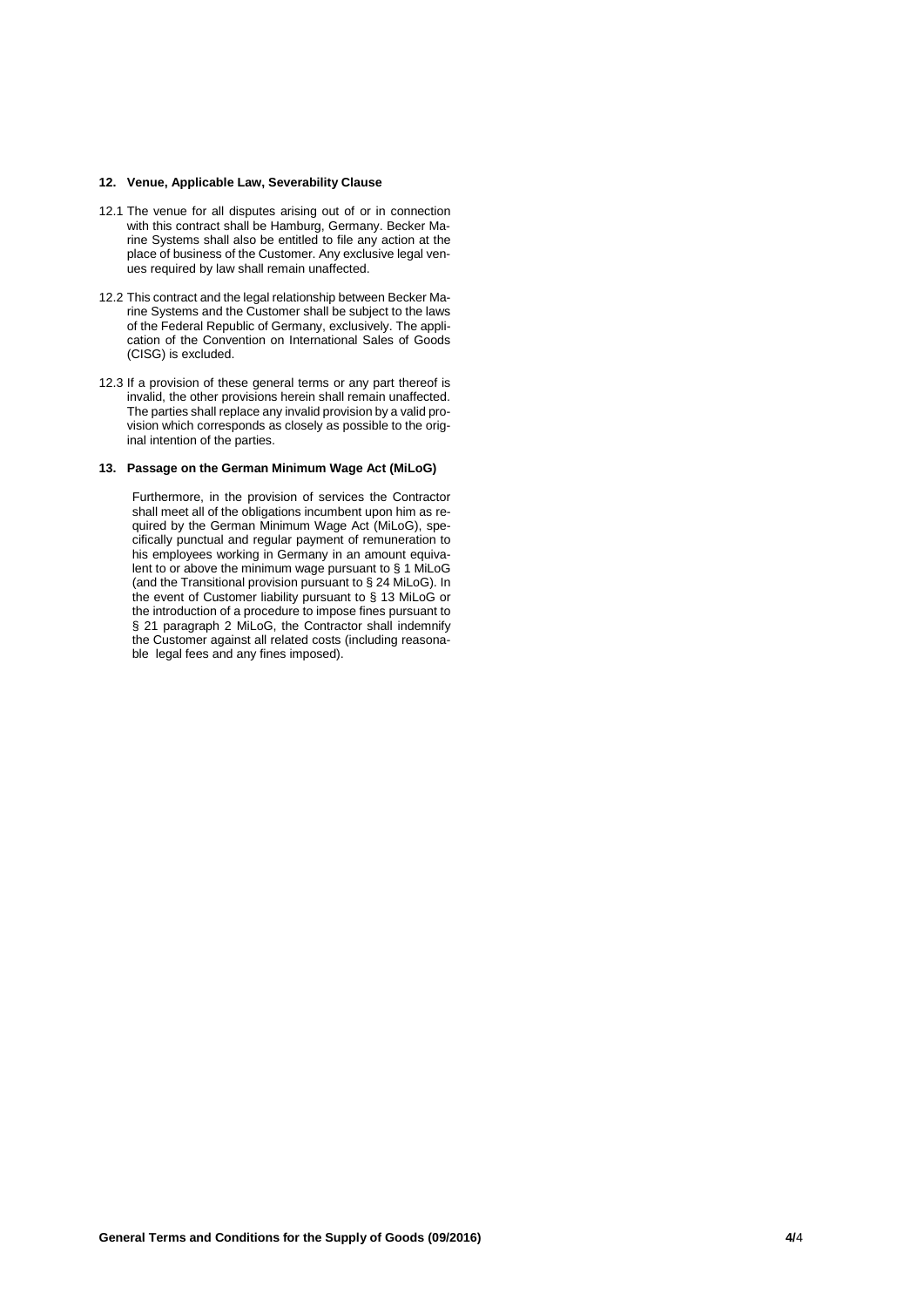## 12. Venue, Applicable Law, Severability Clause

12.1 The venue for all disputes arising out of or in connection with this contract shall be Hamburg, Germany. Becker Marine Systems shall also be entitled to file any action at the place of business of the Customer. Any exclusive legal venues required by law shall remain unaffected.

12.2 This contract and the legal relationship between Becker Marine Systems and the Customer shall be subject to the laws of the Federal Republic of Germany, exclusively. The application of the Convention on International Sales of Goods (CISG) is excluded.

12.3 If a provision of these general terms or any part thereof is invalid, the other provisions herein shall remain unaffected. The parties shall replace any invalid provision by a valid provision which corresponds as closely as possible to the original intention of the parties.

## 13. Passage on the German Minimum Wage Act (MiLoG)

Furthermore, in the provision of services the Contractor shall meet all of the obligations incumbent upon him as required by the German Minimum Wage Act (MiLoG), specifically punctual and regular payment of remuneration to his employees working in Germany in an amount equivalent to or above the minimum wage pursuant to § 1 MiLoG (and the Transitional provision pursuant to § 24 MiLoG). In the event of Customer liability pursuant to § 13 MiLoG or the introduction of a procedure to impose fines pursuant to § 21 paragraph 2 MiLoG, the Contractor shall indemnify the Customer against all related costs (including reasonable legal fees and any fines imposed).